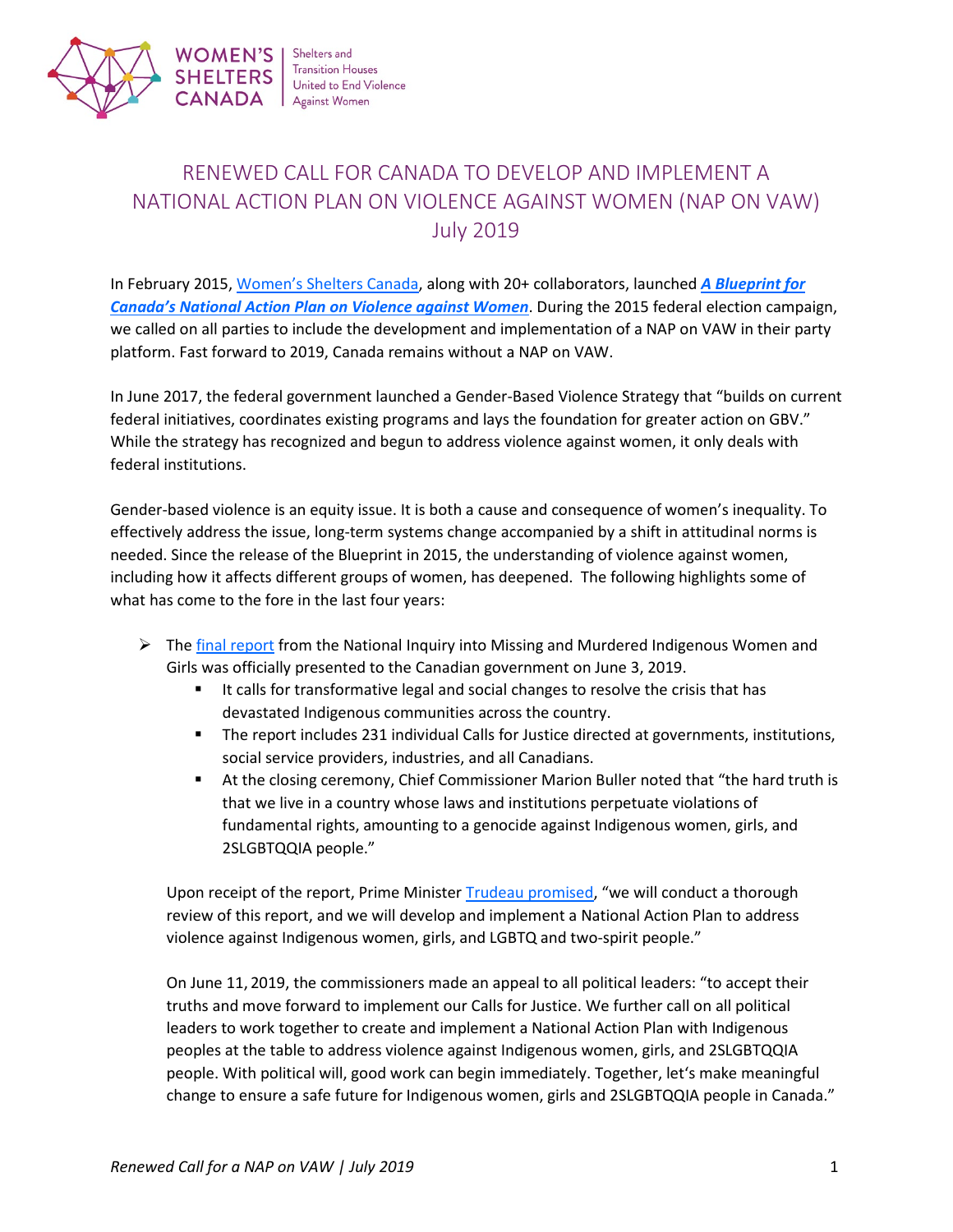WOMEN'S SHELTERS CANADA | Shelters and Transition Houses United to End Violence Against Women

# RENEWED CALL FOR CANADA TO DEVELOP AND IMPLEMENT A NATIONAL ACTION PLAN ON VIOLENCE AGAINST WOMEN (NAP ON VAW) July 2019

In February 2015, Women's Shelters Canada, along with 20+ collaborators, launched ***A Blueprint for Canada's National Action Plan on Violence against Women***. During the 2015 federal election campaign, we called on all parties to include the development and implementation of a NAP on VAW in their party platform. Fast forward to 2019, Canada remains without a NAP on VAW.

In June 2017, the federal government launched a Gender-Based Violence Strategy that "builds on current federal initiatives, coordinates existing programs and lays the foundation for greater action on GBV." While the strategy has recognized and begun to address violence against women, it only deals with federal institutions.

Gender-based violence is an equity issue. It is both a cause and consequence of women's inequality. To effectively address the issue, long-term systems change accompanied by a shift in attitudinal norms is needed. Since the release of the Blueprint in 2015, the understanding of violence against women, including how it affects different groups of women, has deepened. The following highlights some of what has come to the fore in the last four years:

- The final report from the National Inquiry into Missing and Murdered Indigenous Women and Girls was officially presented to the Canadian government on June 3, 2019.
  - It calls for transformative legal and social changes to resolve the crisis that has devastated Indigenous communities across the country.
  - The report includes 231 individual Calls for Justice directed at governments, institutions, social service providers, industries, and all Canadians.
  - At the closing ceremony, Chief Commissioner Marion Buller noted that "the hard truth is that we live in a country whose laws and institutions perpetuate violations of fundamental rights, amounting to a genocide against Indigenous women, girls, and 2SLGBTQQIA people."

  Upon receipt of the report, Prime Minister Trudeau promised, "we will conduct a thorough review of this report, and we will develop and implement a National Action Plan to address violence against Indigenous women, girls, and LGBTQ and two-spirit people."

  On June 11, 2019, the commissioners made an appeal to all political leaders: "to accept their truths and move forward to implement our Calls for Justice. We further call on all political leaders to work together to create and implement a National Action Plan with Indigenous peoples at the table to address violence against Indigenous women, girls, and 2SLGBTQQIA people. With political will, good work can begin immediately. Together, let's make meaningful change to ensure a safe future for Indigenous women, girls and 2SLGBTQQIA people in Canada."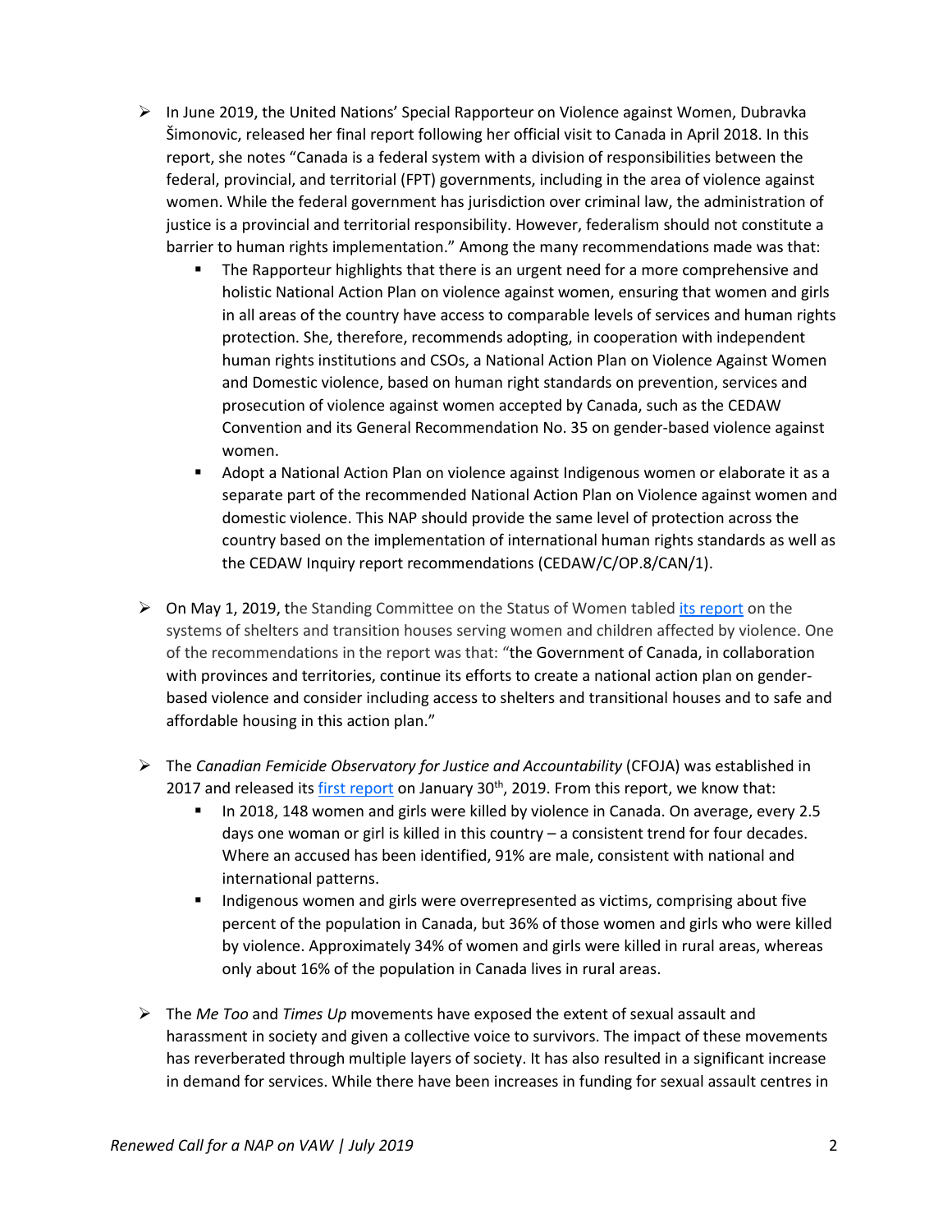- In June 2019, the United Nations' Special Rapporteur on Violence against Women, Dubravka Šimonovic, released her final report following her official visit to Canada in April 2018. In this report, she notes "Canada is a federal system with a division of responsibilities between the federal, provincial, and territorial (FPT) governments, including in the area of violence against women. While the federal government has jurisdiction over criminal law, the administration of justice is a provincial and territorial responsibility. However, federalism should not constitute a barrier to human rights implementation." Among the many recommendations made was that:
  - The Rapporteur highlights that there is an urgent need for a more comprehensive and holistic National Action Plan on violence against women, ensuring that women and girls in all areas of the country have access to comparable levels of services and human rights protection. She, therefore, recommends adopting, in cooperation with independent human rights institutions and CSOs, a National Action Plan on Violence Against Women and Domestic violence, based on human right standards on prevention, services and prosecution of violence against women accepted by Canada, such as the CEDAW Convention and its General Recommendation No. 35 on gender-based violence against women.
  - Adopt a National Action Plan on violence against Indigenous women or elaborate it as a separate part of the recommended National Action Plan on Violence against women and domestic violence. This NAP should provide the same level of protection across the country based on the implementation of international human rights standards as well as the CEDAW Inquiry report recommendations (CEDAW/C/OP.8/CAN/1).

- On May 1, 2019, the Standing Committee on the Status of Women tabled [its report]() on the systems of shelters and transition houses serving women and children affected by violence. One of the recommendations in the report was that: "the Government of Canada, in collaboration with provinces and territories, continue its efforts to create a national action plan on gender-based violence and consider including access to shelters and transitional houses and to safe and affordable housing in this action plan."

- The *Canadian Femicide Observatory for Justice and Accountability* (CFOJA) was established in 2017 and released its [first report]() on January 30th, 2019. From this report, we know that:
  - In 2018, 148 women and girls were killed by violence in Canada. On average, every 2.5 days one woman or girl is killed in this country – a consistent trend for four decades. Where an accused has been identified, 91% are male, consistent with national and international patterns.
  - Indigenous women and girls were overrepresented as victims, comprising about five percent of the population in Canada, but 36% of those women and girls who were killed by violence. Approximately 34% of women and girls were killed in rural areas, whereas only about 16% of the population in Canada lives in rural areas.

- The *Me Too* and *Times Up* movements have exposed the extent of sexual assault and harassment in society and given a collective voice to survivors. The impact of these movements has reverberated through multiple layers of society. It has also resulted in a significant increase in demand for services. While there have been increases in funding for sexual assault centres in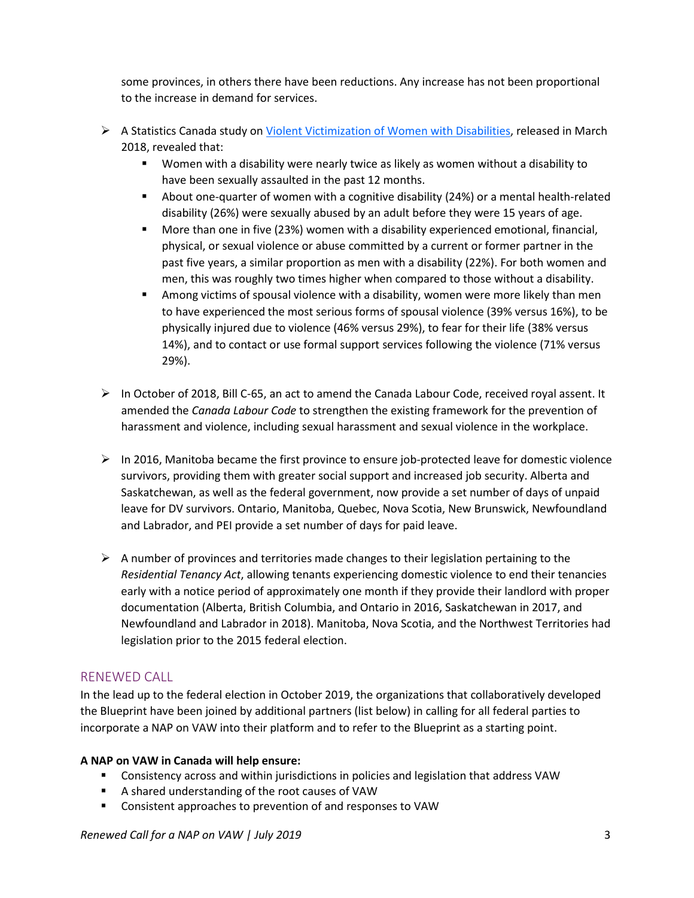some provinces, in others there have been reductions. Any increase has not been proportional to the increase in demand for services.

- A Statistics Canada study on [Violent Victimization of Women with Disabilities](), released in March 2018, revealed that:
  - Women with a disability were nearly twice as likely as women without a disability to have been sexually assaulted in the past 12 months.
  - About one-quarter of women with a cognitive disability (24%) or a mental health-related disability (26%) were sexually abused by an adult before they were 15 years of age.
  - More than one in five (23%) women with a disability experienced emotional, financial, physical, or sexual violence or abuse committed by a current or former partner in the past five years, a similar proportion as men with a disability (22%). For both women and men, this was roughly two times higher when compared to those without a disability.
  - Among victims of spousal violence with a disability, women were more likely than men to have experienced the most serious forms of spousal violence (39% versus 16%), to be physically injured due to violence (46% versus 29%), to fear for their life (38% versus 14%), and to contact or use formal support services following the violence (71% versus 29%).

- In October of 2018, Bill C-65, an act to amend the Canada Labour Code, received royal assent. It amended the *Canada Labour Code* to strengthen the existing framework for the prevention of harassment and violence, including sexual harassment and sexual violence in the workplace.

- In 2016, Manitoba became the first province to ensure job-protected leave for domestic violence survivors, providing them with greater social support and increased job security. Alberta and Saskatchewan, as well as the federal government, now provide a set number of days of unpaid leave for DV survivors. Ontario, Manitoba, Quebec, Nova Scotia, New Brunswick, Newfoundland and Labrador, and PEI provide a set number of days for paid leave.

- A number of provinces and territories made changes to their legislation pertaining to the *Residential Tenancy Act*, allowing tenants experiencing domestic violence to end their tenancies early with a notice period of approximately one month if they provide their landlord with proper documentation (Alberta, British Columbia, and Ontario in 2016, Saskatchewan in 2017, and Newfoundland and Labrador in 2018). Manitoba, Nova Scotia, and the Northwest Territories had legislation prior to the 2015 federal election.

## RENEWED CALL

In the lead up to the federal election in October 2019, the organizations that collaboratively developed the Blueprint have been joined by additional partners (list below) in calling for all federal parties to incorporate a NAP on VAW into their platform and to refer to the Blueprint as a starting point.

**A NAP on VAW in Canada will help ensure:**

- Consistency across and within jurisdictions in policies and legislation that address VAW
- A shared understanding of the root causes of VAW
- Consistent approaches to prevention of and responses to VAW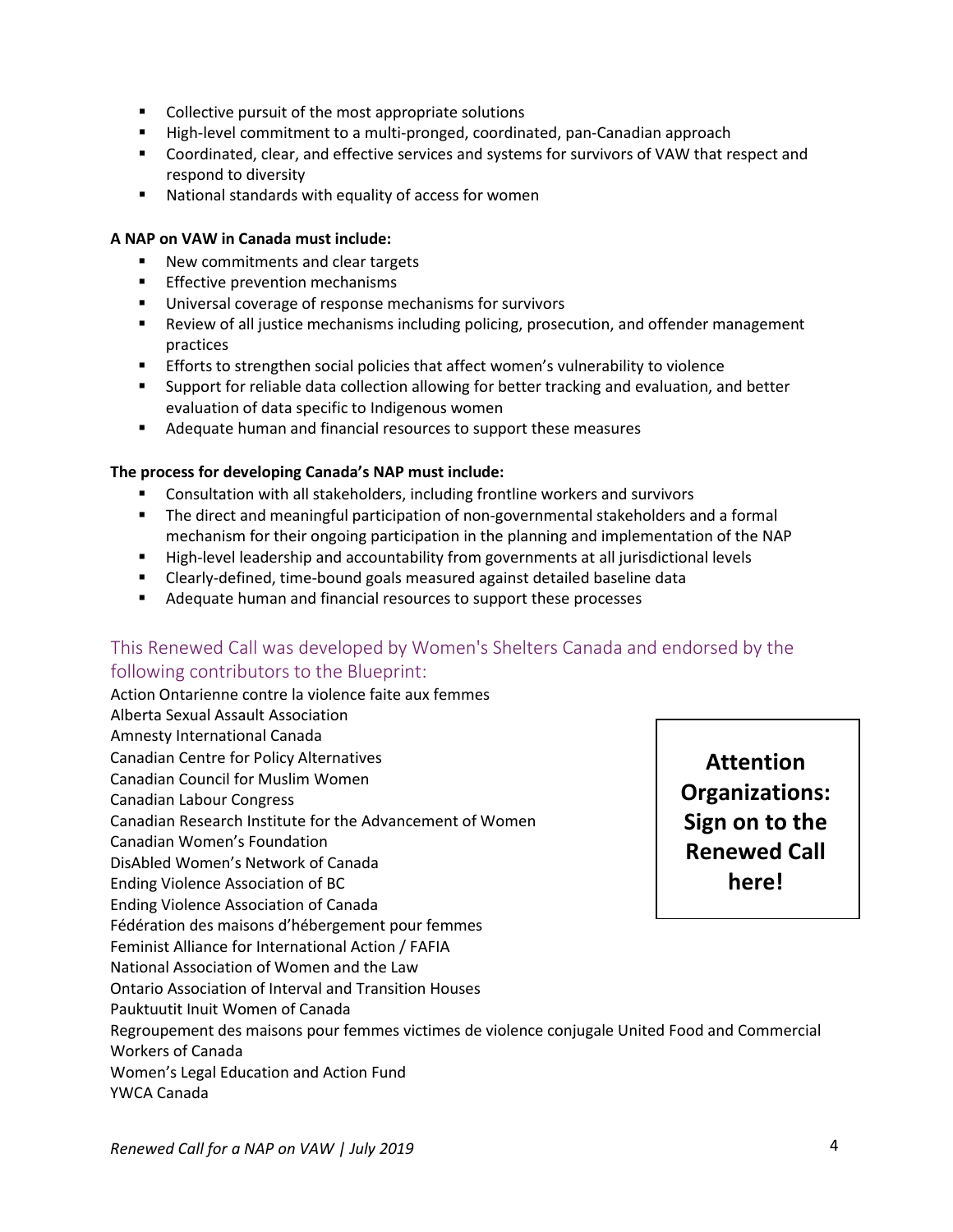- Collective pursuit of the most appropriate solutions
- High-level commitment to a multi-pronged, coordinated, pan-Canadian approach
- Coordinated, clear, and effective services and systems for survivors of VAW that respect and respond to diversity
- National standards with equality of access for women

**A NAP on VAW in Canada must include:**

- New commitments and clear targets
- Effective prevention mechanisms
- Universal coverage of response mechanisms for survivors
- Review of all justice mechanisms including policing, prosecution, and offender management practices
- Efforts to strengthen social policies that affect women's vulnerability to violence
- Support for reliable data collection allowing for better tracking and evaluation, and better evaluation of data specific to Indigenous women
- Adequate human and financial resources to support these measures

**The process for developing Canada's NAP must include:**

- Consultation with all stakeholders, including frontline workers and survivors
- The direct and meaningful participation of non-governmental stakeholders and a formal mechanism for their ongoing participation in the planning and implementation of the NAP
- High-level leadership and accountability from governments at all jurisdictional levels
- Clearly-defined, time-bound goals measured against detailed baseline data
- Adequate human and financial resources to support these processes

## This Renewed Call was developed by Women's Shelters Canada and endorsed by the following contributors to the Blueprint:

Action Ontarienne contre la violence faite aux femmes
Alberta Sexual Assault Association
Amnesty International Canada
Canadian Centre for Policy Alternatives
Canadian Council for Muslim Women
Canadian Labour Congress
Canadian Research Institute for the Advancement of Women
Canadian Women's Foundation
DisAbled Women's Network of Canada
Ending Violence Association of BC
Ending Violence Association of Canada
Fédération des maisons d'hébergement pour femmes
Feminist Alliance for International Action / FAFIA
National Association of Women and the Law
Ontario Association of Interval and Transition Houses
Pauktuutit Inuit Women of Canada
Regroupement des maisons pour femmes victimes de violence conjugale United Food and Commercial Workers of Canada
Women's Legal Education and Action Fund
YWCA Canada

**Attention Organizations: Sign on to the Renewed Call here!**